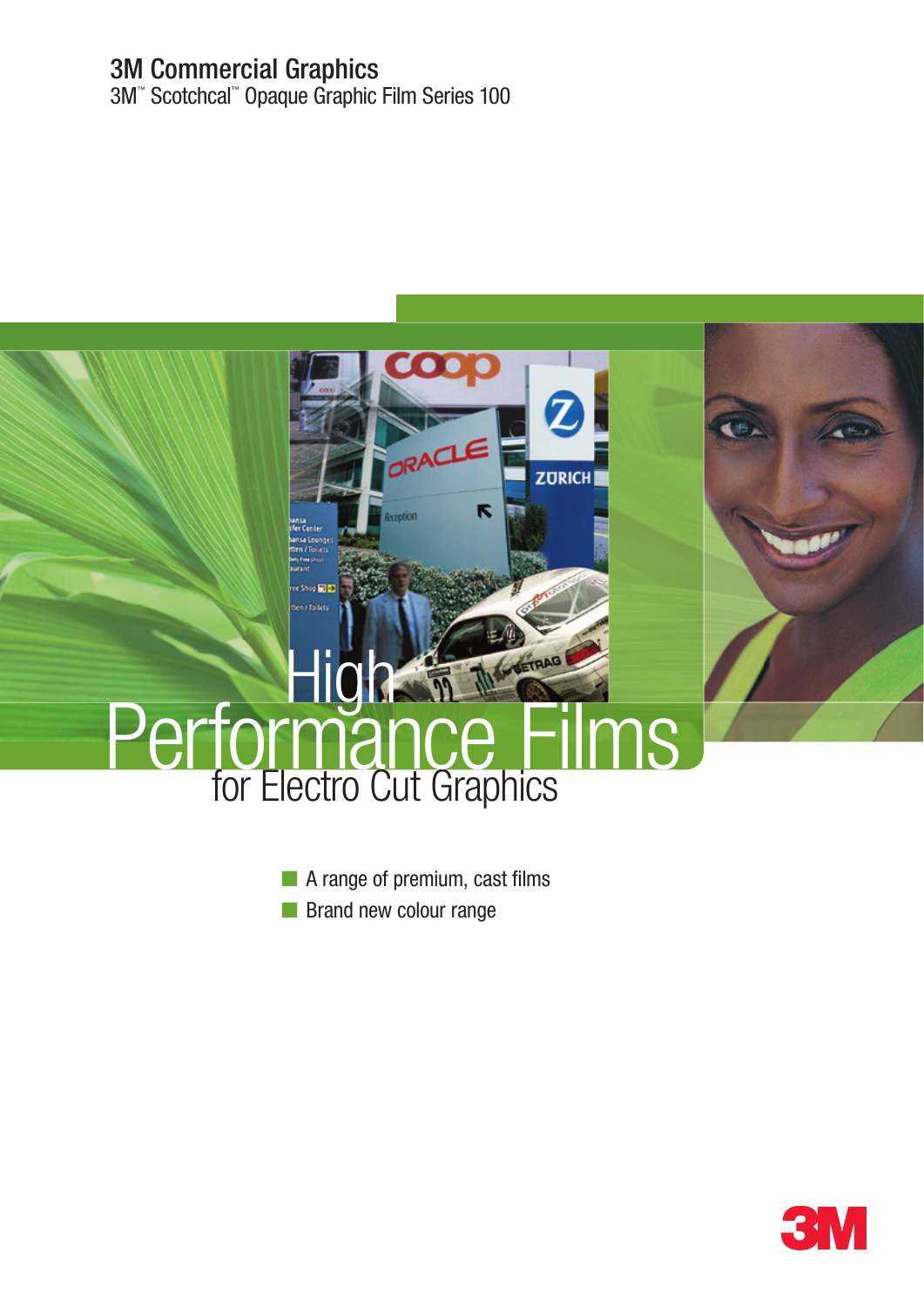# 3M Commercial Graphics

3M™ Scotchcal™ Opaque Graphic Film Series 100

# High Performance Films

## for Electro Cut Graphics

- A range of premium, cast films
- Brand new colour range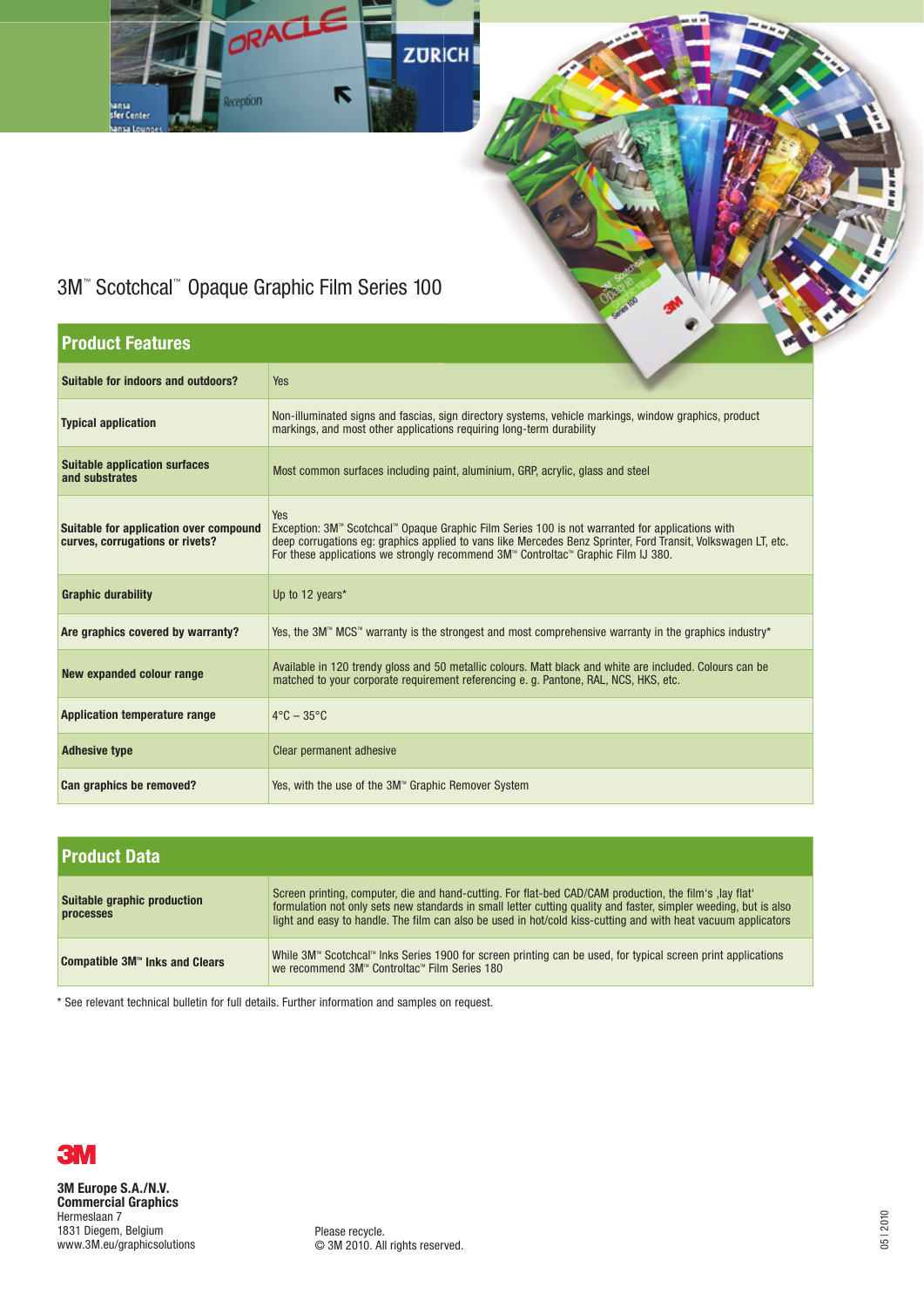# 3M™ Scotchcal™ Opaque Graphic Film Series 100

## Product Features

| | |
|---|---|
| **Suitable for indoors and outdoors?** | Yes |
| **Typical application** | Non-illuminated signs and fascias, sign directory systems, vehicle markings, window graphics, product markings, and most other applications requiring long-term durability |
| **Suitable application surfaces and substrates** | Most common surfaces including paint, aluminium, GRP, acrylic, glass and steel |
| **Suitable for application over compound curves, corrugations or rivets?** | Yes<br>Exception: 3M™ Scotchcal™ Opaque Graphic Film Series 100 is not warranted for applications with deep corrugations eg: graphics applied to vans like Mercedes Benz Sprinter, Ford Transit, Volkswagen LT, etc. For these applications we strongly recommend 3M™ Controltac™ Graphic Film IJ 380. |
| **Graphic durability** | Up to 12 years* |
| **Are graphics covered by warranty?** | Yes, the 3M™ MCS™ warranty is the strongest and most comprehensive warranty in the graphics industry* |
| **New expanded colour range** | Available in 120 trendy gloss and 50 metallic colours. Matt black and white are included. Colours can be matched to your corporate requirement referencing e. g. Pantone, RAL, NCS, HKS, etc. |
| **Application temperature range** | 4°C – 35°C |
| **Adhesive type** | Clear permanent adhesive |
| **Can graphics be removed?** | Yes, with the use of the 3M™ Graphic Remover System |

## Product Data

| | |
|---|---|
| **Suitable graphic production processes** | Screen printing, computer, die and hand-cutting. For flat-bed CAD/CAM production, the film's ‚lay flat' formulation not only sets new standards in small letter cutting quality and faster, simpler weeding, but is also light and easy to handle. The film can also be used in hot/cold kiss-cutting and with heat vacuum applicators |
| **Compatible 3M™ Inks and Clears** | While 3M™ Scotchcal™ Inks Series 1900 for screen printing can be used, for typical screen print applications we recommend 3M™ Controltac™ Film Series 180 |

* See relevant technical bulletin for full details. Further information and samples on request.

3M

**3M Europe S.A./N.V.**
**Commercial Graphics**
Hermeslaan 7
1831 Diegem, Belgium
www.3M.eu/graphicsolutions

Please recycle.
© 3M 2010. All rights reserved.

05 | 2010